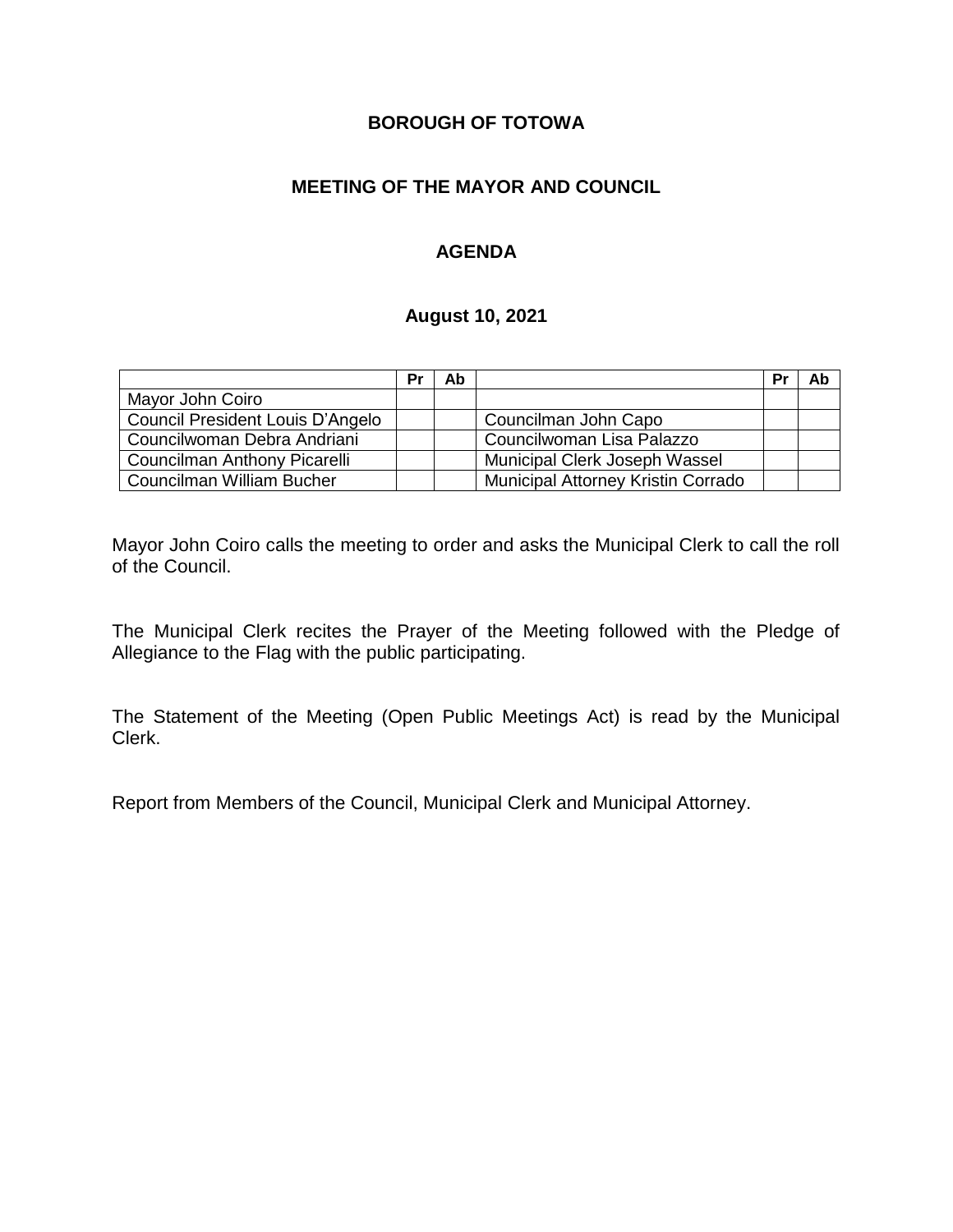# BOROUGH OF TOTOWA

## MEETING OF THE MAYOR AND COUNCIL

## AGENDA

### August 10, 2021

| | Pr | Ab | | Pr | Ab |
|---|---|---|---|---|---|
| Mayor John Coiro | | | | | |
| Council President Louis D'Angelo | | | Councilman John Capo | | |
| Councilwoman Debra Andriani | | | Councilwoman Lisa Palazzo | | |
| Councilman Anthony Picarelli | | | Municipal Clerk Joseph Wassel | | |
| Councilman William Bucher | | | Municipal Attorney Kristin Corrado | | |

Mayor John Coiro calls the meeting to order and asks the Municipal Clerk to call the roll of the Council.

The Municipal Clerk recites the Prayer of the Meeting followed with the Pledge of Allegiance to the Flag with the public participating.

The Statement of the Meeting (Open Public Meetings Act) is read by the Municipal Clerk.

Report from Members of the Council, Municipal Clerk and Municipal Attorney.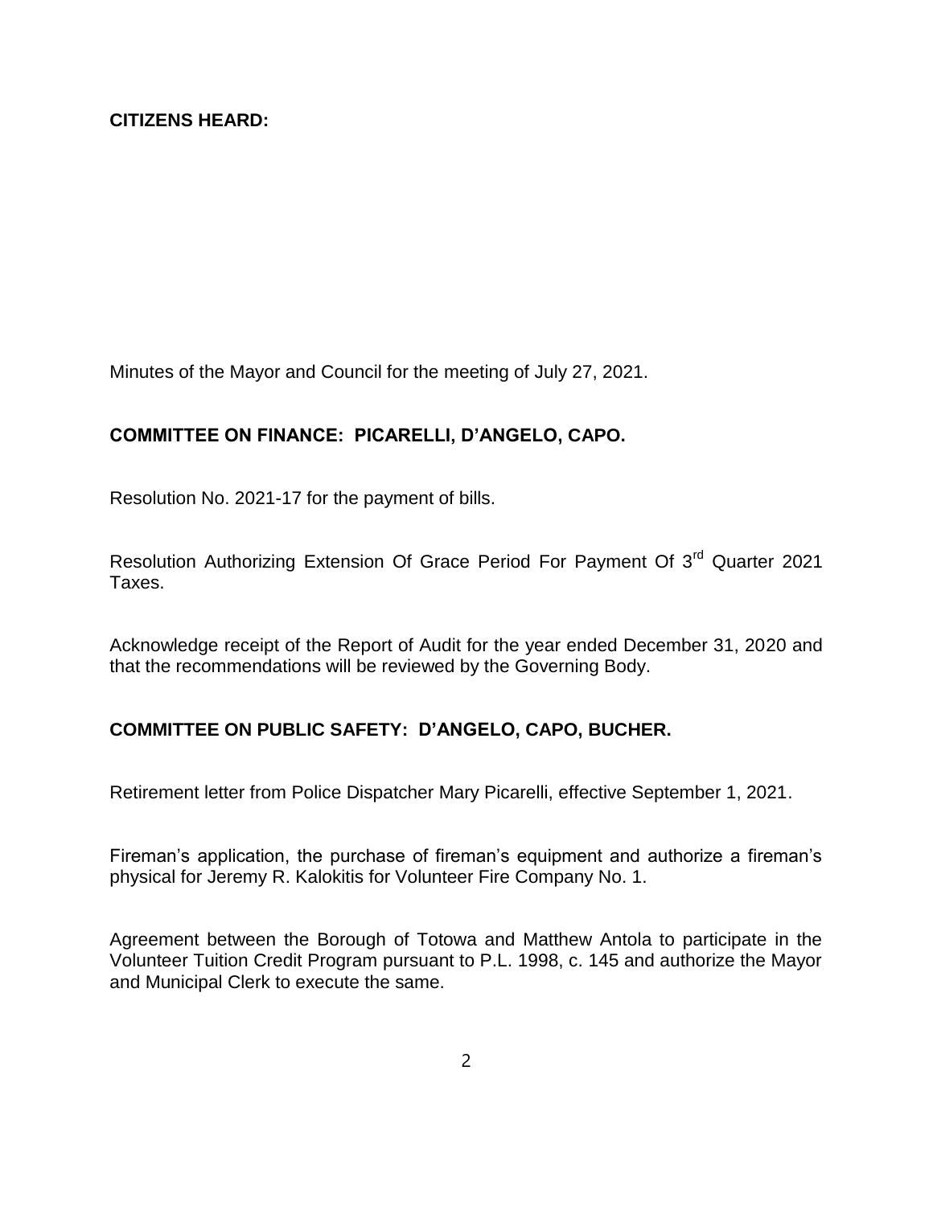**CITIZENS HEARD:**

Minutes of the Mayor and Council for the meeting of July 27, 2021.

**COMMITTEE ON FINANCE: PICARELLI, D'ANGELO, CAPO.**

Resolution No. 2021-17 for the payment of bills.

Resolution Authorizing Extension Of Grace Period For Payment Of 3rd Quarter 2021 Taxes.

Acknowledge receipt of the Report of Audit for the year ended December 31, 2020 and that the recommendations will be reviewed by the Governing Body.

**COMMITTEE ON PUBLIC SAFETY: D'ANGELO, CAPO, BUCHER.**

Retirement letter from Police Dispatcher Mary Picarelli, effective September 1, 2021.

Fireman's application, the purchase of fireman's equipment and authorize a fireman's physical for Jeremy R. Kalokitis for Volunteer Fire Company No. 1.

Agreement between the Borough of Totowa and Matthew Antola to participate in the Volunteer Tuition Credit Program pursuant to P.L. 1998, c. 145 and authorize the Mayor and Municipal Clerk to execute the same.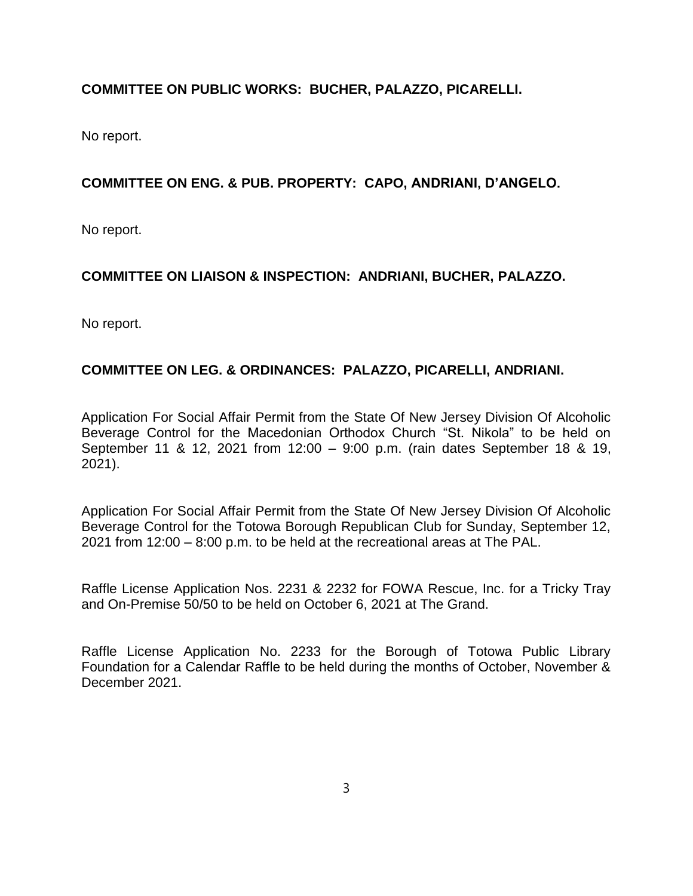**COMMITTEE ON PUBLIC WORKS: BUCHER, PALAZZO, PICARELLI.**

No report.

**COMMITTEE ON ENG. & PUB. PROPERTY: CAPO, ANDRIANI, D'ANGELO.**

No report.

**COMMITTEE ON LIAISON & INSPECTION: ANDRIANI, BUCHER, PALAZZO.**

No report.

**COMMITTEE ON LEG. & ORDINANCES: PALAZZO, PICARELLI, ANDRIANI.**

Application For Social Affair Permit from the State Of New Jersey Division Of Alcoholic Beverage Control for the Macedonian Orthodox Church "St. Nikola" to be held on September 11 & 12, 2021 from 12:00 – 9:00 p.m. (rain dates September 18 & 19, 2021).

Application For Social Affair Permit from the State Of New Jersey Division Of Alcoholic Beverage Control for the Totowa Borough Republican Club for Sunday, September 12, 2021 from 12:00 – 8:00 p.m. to be held at the recreational areas at The PAL.

Raffle License Application Nos. 2231 & 2232 for FOWA Rescue, Inc. for a Tricky Tray and On-Premise 50/50 to be held on October 6, 2021 at The Grand.

Raffle License Application No. 2233 for the Borough of Totowa Public Library Foundation for a Calendar Raffle to be held during the months of October, November & December 2021.